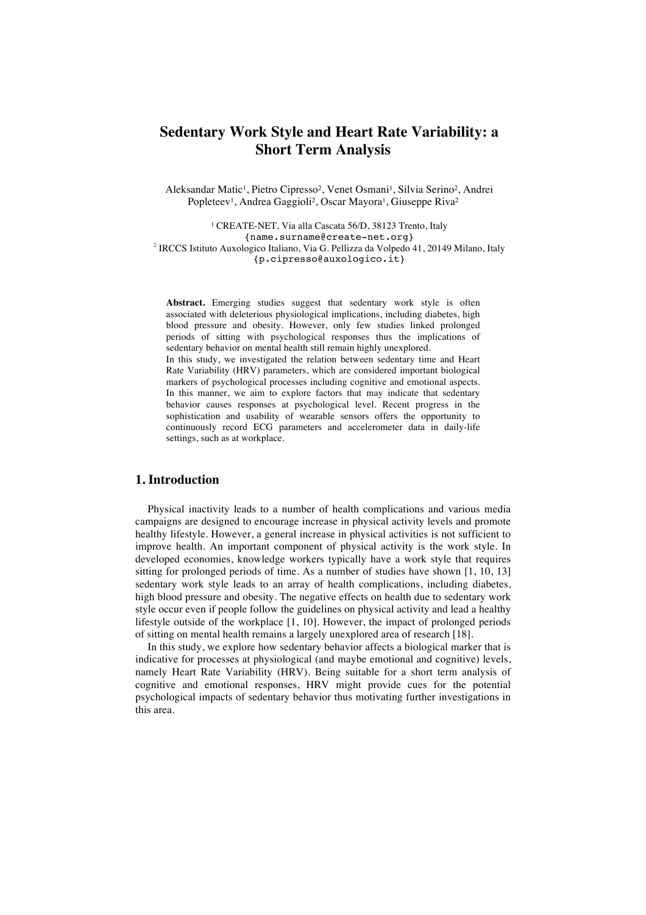# Sedentary Work Style and Heart Rate Variability: a Short Term Analysis

Aleksandar Matic[1], Pietro Cipresso[2], Venet Osmani[1], Silvia Serino[2], Andrei Popleteev[1], Andrea Gaggioli[2], Oscar Mayora[1], Giuseppe Riva[2]

[1] CREATE-NET, Via alla Cascata 56/D, 38123 Trento, Italy
{name.surname@create-net.org}
[2] IRCCS Istituto Auxologico Italiano, Via G. Pellizza da Volpedo 41, 20149 Milano, Italy
{p.cipresso@auxologico.it}

**Abstract.** Emerging studies suggest that sedentary work style is often associated with deleterious physiological implications, including diabetes, high blood pressure and obesity. However, only few studies linked prolonged periods of sitting with psychological responses thus the implications of sedentary behavior on mental health still remain highly unexplored.
In this study, we investigated the relation between sedentary time and Heart Rate Variability (HRV) parameters, which are considered important biological markers of psychological processes including cognitive and emotional aspects. In this manner, we aim to explore factors that may indicate that sedentary behavior causes responses at psychological level. Recent progress in the sophistication and usability of wearable sensors offers the opportunity to continuously record ECG parameters and accelerometer data in daily-life settings, such as at workplace.

## 1. Introduction

Physical inactivity leads to a number of health complications and various media campaigns are designed to encourage increase in physical activity levels and promote healthy lifestyle. However, a general increase in physical activities is not sufficient to improve health. An important component of physical activity is the work style. In developed economies, knowledge workers typically have a work style that requires sitting for prolonged periods of time. As a number of studies have shown [1, 10, 13] sedentary work style leads to an array of health complications, including diabetes, high blood pressure and obesity. The negative effects on health due to sedentary work style occur even if people follow the guidelines on physical activity and lead a healthy lifestyle outside of the workplace [1, 10]. However, the impact of prolonged periods of sitting on mental health remains a largely unexplored area of research [18].

In this study, we explore how sedentary behavior affects a biological marker that is indicative for processes at physiological (and maybe emotional and cognitive) levels, namely Heart Rate Variability (HRV). Being suitable for a short term analysis of cognitive and emotional responses, HRV might provide cues for the potential psychological impacts of sedentary behavior thus motivating further investigations in this area.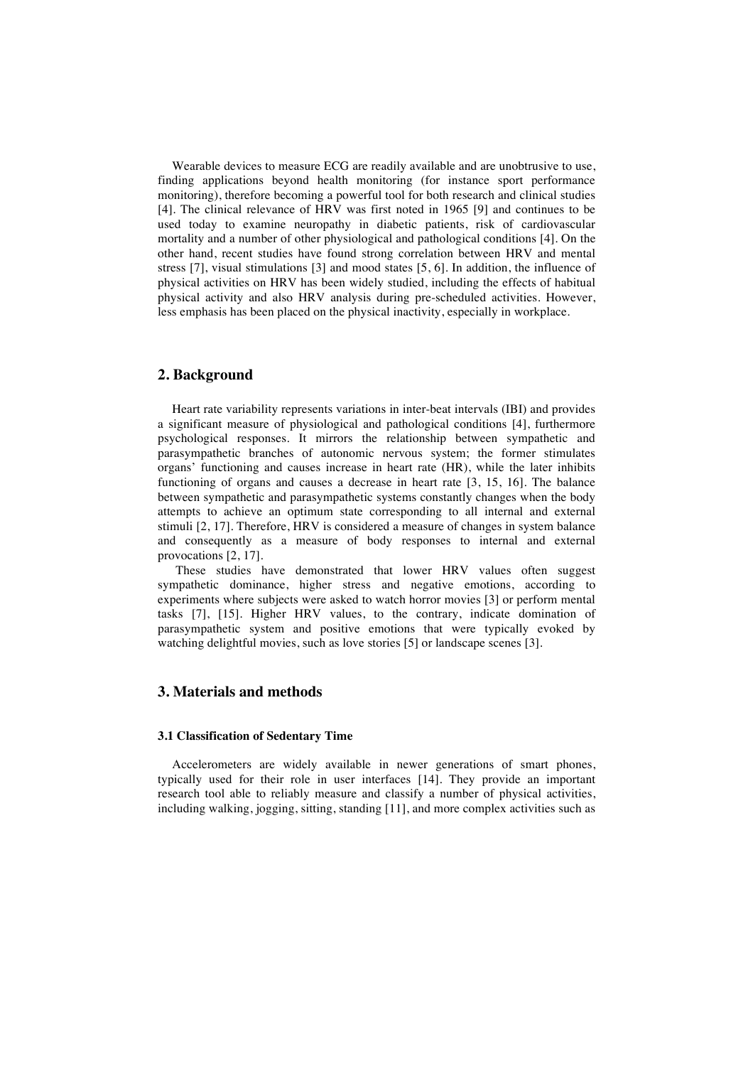Wearable devices to measure ECG are readily available and are unobtrusive to use, finding applications beyond health monitoring (for instance sport performance monitoring), therefore becoming a powerful tool for both research and clinical studies [4]. The clinical relevance of HRV was first noted in 1965 [9] and continues to be used today to examine neuropathy in diabetic patients, risk of cardiovascular mortality and a number of other physiological and pathological conditions [4]. On the other hand, recent studies have found strong correlation between HRV and mental stress [7], visual stimulations [3] and mood states [5, 6]. In addition, the influence of physical activities on HRV has been widely studied, including the effects of habitual physical activity and also HRV analysis during pre-scheduled activities. However, less emphasis has been placed on the physical inactivity, especially in workplace.

## 2. Background

Heart rate variability represents variations in inter-beat intervals (IBI) and provides a significant measure of physiological and pathological conditions [4], furthermore psychological responses. It mirrors the relationship between sympathetic and parasympathetic branches of autonomic nervous system; the former stimulates organs' functioning and causes increase in heart rate (HR), while the later inhibits functioning of organs and causes a decrease in heart rate [3, 15, 16]. The balance between sympathetic and parasympathetic systems constantly changes when the body attempts to achieve an optimum state corresponding to all internal and external stimuli [2, 17]. Therefore, HRV is considered a measure of changes in system balance and consequently as a measure of body responses to internal and external provocations [2, 17].

These studies have demonstrated that lower HRV values often suggest sympathetic dominance, higher stress and negative emotions, according to experiments where subjects were asked to watch horror movies [3] or perform mental tasks [7], [15]. Higher HRV values, to the contrary, indicate domination of parasympathetic system and positive emotions that were typically evoked by watching delightful movies, such as love stories [5] or landscape scenes [3].

## 3. Materials and methods

### 3.1 Classification of Sedentary Time

Accelerometers are widely available in newer generations of smart phones, typically used for their role in user interfaces [14]. They provide an important research tool able to reliably measure and classify a number of physical activities, including walking, jogging, sitting, standing [11], and more complex activities such as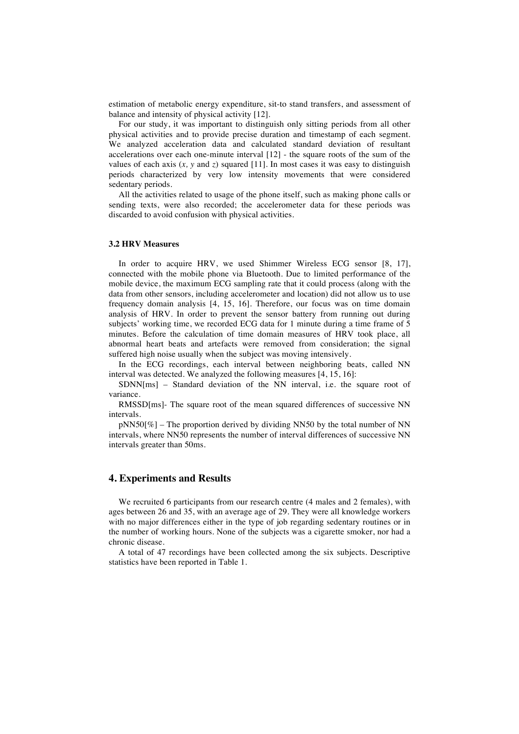estimation of metabolic energy expenditure, sit-to stand transfers, and assessment of balance and intensity of physical activity [12].

For our study, it was important to distinguish only sitting periods from all other physical activities and to provide precise duration and timestamp of each segment. We analyzed acceleration data and calculated standard deviation of resultant accelerations over each one-minute interval [12] - the square roots of the sum of the values of each axis ($x$, $y$ and $z$) squared [11]. In most cases it was easy to distinguish periods characterized by very low intensity movements that were considered sedentary periods.

All the activities related to usage of the phone itself, such as making phone calls or sending texts, were also recorded; the accelerometer data for these periods was discarded to avoid confusion with physical activities.

### 3.2 HRV Measures

In order to acquire HRV, we used Shimmer Wireless ECG sensor [8, 17], connected with the mobile phone via Bluetooth. Due to limited performance of the mobile device, the maximum ECG sampling rate that it could process (along with the data from other sensors, including accelerometer and location) did not allow us to use frequency domain analysis [4, 15, 16]. Therefore, our focus was on time domain analysis of HRV. In order to prevent the sensor battery from running out during subjects' working time, we recorded ECG data for 1 minute during a time frame of 5 minutes. Before the calculation of time domain measures of HRV took place, all abnormal heart beats and artefacts were removed from consideration; the signal suffered high noise usually when the subject was moving intensively.

In the ECG recordings, each interval between neighboring beats, called NN interval was detected. We analyzed the following measures [4, 15, 16]:

SDNN[ms] – Standard deviation of the NN interval, i.e. the square root of variance.

RMSSD[ms]- The square root of the mean squared differences of successive NN intervals.

pNN50[%] – The proportion derived by dividing NN50 by the total number of NN intervals, where NN50 represents the number of interval differences of successive NN intervals greater than 50ms.

## 4. Experiments and Results

We recruited 6 participants from our research centre (4 males and 2 females), with ages between 26 and 35, with an average age of 29. They were all knowledge workers with no major differences either in the type of job regarding sedentary routines or in the number of working hours. None of the subjects was a cigarette smoker, nor had a chronic disease.

A total of 47 recordings have been collected among the six subjects. Descriptive statistics have been reported in Table 1.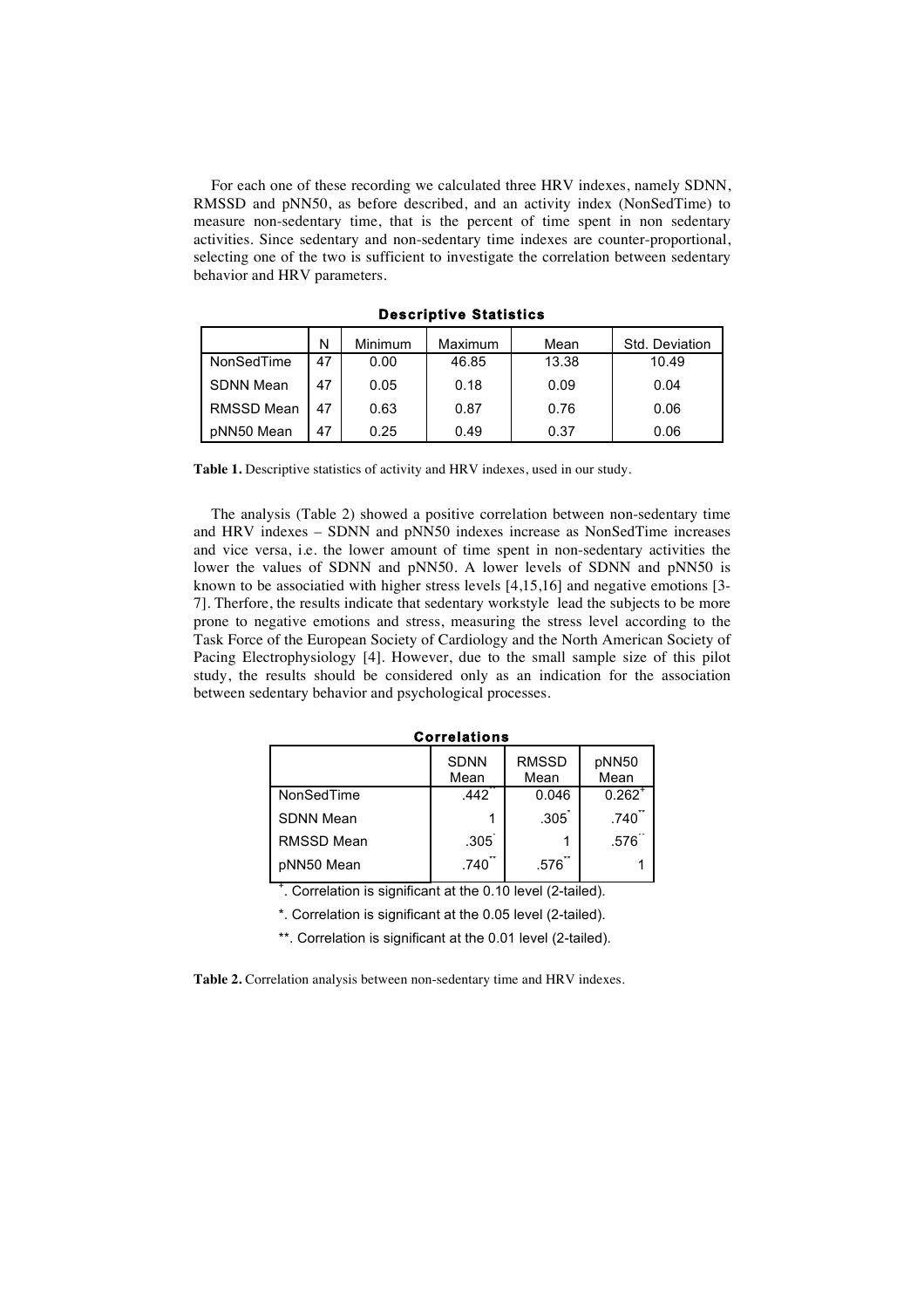For each one of these recording we calculated three HRV indexes, namely SDNN, RMSSD and pNN50, as before described, and an activity index (NonSedTime) to measure non-sedentary time, that is the percent of time spent in non sedentary activities. Since sedentary and non-sedentary time indexes are counter-proportional, selecting one of the two is sufficient to investigate the correlation between sedentary behavior and HRV parameters.

**Descriptive Statistics**

| | N | Minimum | Maximum | Mean | Std. Deviation |
|---|---|---|---|---|---|
| NonSedTime | 47 | 0.00 | 46.85 | 13.38 | 10.49 |
| SDNN Mean | 47 | 0.05 | 0.18 | 0.09 | 0.04 |
| RMSSD Mean | 47 | 0.63 | 0.87 | 0.76 | 0.06 |
| pNN50 Mean | 47 | 0.25 | 0.49 | 0.37 | 0.06 |

**Table 1.** Descriptive statistics of activity and HRV indexes, used in our study.

The analysis (Table 2) showed a positive correlation between non-sedentary time and HRV indexes – SDNN and pNN50 indexes increase as NonSedTime increases and vice versa, i.e. the lower amount of time spent in non-sedentary activities the lower the values of SDNN and pNN50. A lower levels of SDNN and pNN50 is known to be associatied with higher stress levels [4,15,16] and negative emotions [3-7]. Therfore, the results indicate that sedentary workstyle lead the subjects to be more prone to negative emotions and stress, measuring the stress level according to the Task Force of the European Society of Cardiology and the North American Society of Pacing Electrophysiology [4]. However, due to the small sample size of this pilot study, the results should be considered only as an indication for the association between sedentary behavior and psychological processes.

**Correlations**

| | SDNN Mean | RMSSD Mean | pNN50 Mean |
|---|---|---|---|
| NonSedTime | .442** | 0.046 | 0.262+ |
| SDNN Mean | 1 | .305* | .740** |
| RMSSD Mean | .305* | 1 | .576** |
| pNN50 Mean | .740** | .576** | 1 |

+. Correlation is significant at the 0.10 level (2-tailed).

*. Correlation is significant at the 0.05 level (2-tailed).

**. Correlation is significant at the 0.01 level (2-tailed).

**Table 2.** Correlation analysis between non-sedentary time and HRV indexes.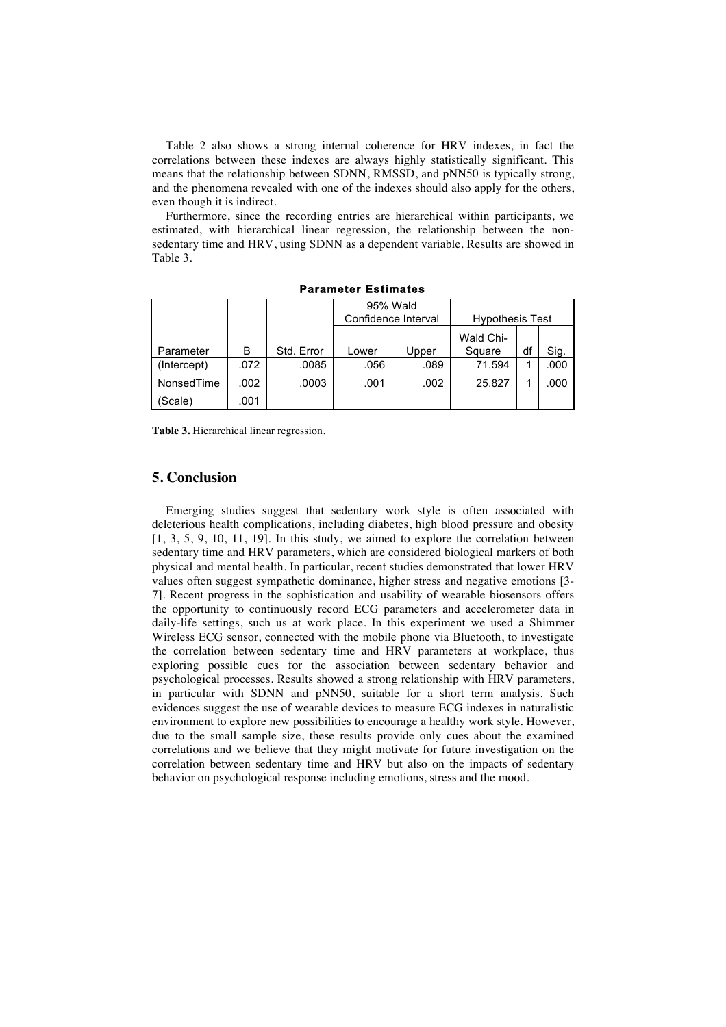Table 2 also shows a strong internal coherence for HRV indexes, in fact the correlations between these indexes are always highly statistically significant. This means that the relationship between SDNN, RMSSD, and pNN50 is typically strong, and the phenomena revealed with one of the indexes should also apply for the others, even though it is indirect.

Furthermore, since the recording entries are hierarchical within participants, we estimated, with hierarchical linear regression, the relationship between the non-sedentary time and HRV, using SDNN as a dependent variable. Results are showed in Table 3.

**Parameter Estimates**

| | | | 95% Wald Confidence Interval | | Hypothesis Test | | |
|---|---|---|---|---|---|---|---|
| Parameter | B | Std. Error | Lower | Upper | Wald Chi-Square | df | Sig. |
| (Intercept) | .072 | .0085 | .056 | .089 | 71.594 | 1 | .000 |
| NonsedTime | .002 | .0003 | .001 | .002 | 25.827 | 1 | .000 |
| (Scale) | .001 | | | | | | |

**Table 3.** Hierarchical linear regression.

## 5. Conclusion

Emerging studies suggest that sedentary work style is often associated with deleterious health complications, including diabetes, high blood pressure and obesity [1, 3, 5, 9, 10, 11, 19]. In this study, we aimed to explore the correlation between sedentary time and HRV parameters, which are considered biological markers of both physical and mental health. In particular, recent studies demonstrated that lower HRV values often suggest sympathetic dominance, higher stress and negative emotions [3-7]. Recent progress in the sophistication and usability of wearable biosensors offers the opportunity to continuously record ECG parameters and accelerometer data in daily-life settings, such us at work place. In this experiment we used a Shimmer Wireless ECG sensor, connected with the mobile phone via Bluetooth, to investigate the correlation between sedentary time and HRV parameters at workplace, thus exploring possible cues for the association between sedentary behavior and psychological processes. Results showed a strong relationship with HRV parameters, in particular with SDNN and pNN50, suitable for a short term analysis. Such evidences suggest the use of wearable devices to measure ECG indexes in naturalistic environment to explore new possibilities to encourage a healthy work style. However, due to the small sample size, these results provide only cues about the examined correlations and we believe that they might motivate for future investigation on the correlation between sedentary time and HRV but also on the impacts of sedentary behavior on psychological response including emotions, stress and the mood.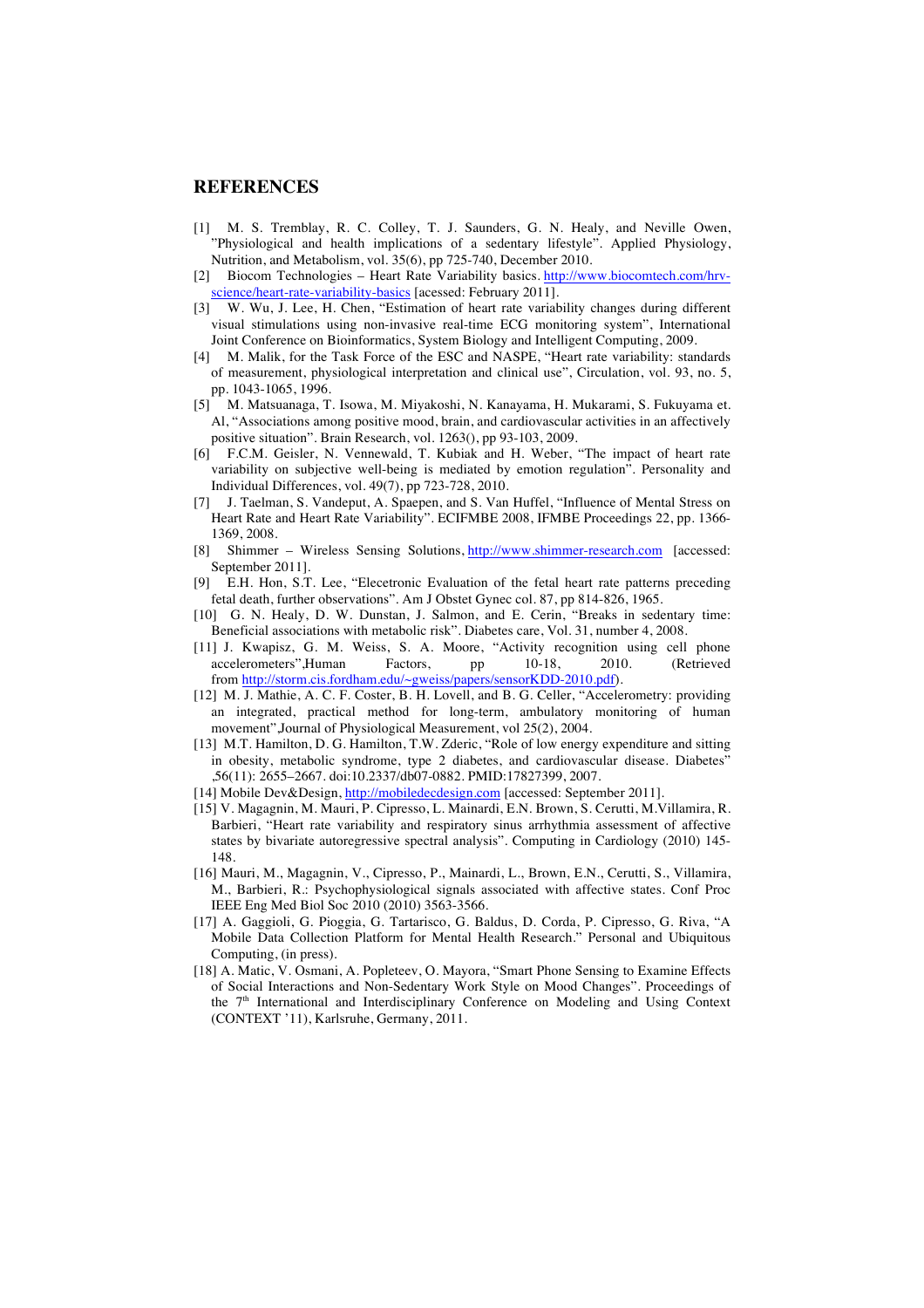## REFERENCES

[1] M. S. Tremblay, R. C. Colley, T. J. Saunders, G. N. Healy, and Neville Owen, "Physiological and health implications of a sedentary lifestyle". Applied Physiology, Nutrition, and Metabolism, vol. 35(6), pp 725-740, December 2010.

[2] Biocom Technologies – Heart Rate Variability basics. http://www.biocomtech.com/hrv-science/heart-rate-variability-basics [acessed: February 2011].

[3] W. Wu, J. Lee, H. Chen, "Estimation of heart rate variability changes during different visual stimulations using non-invasive real-time ECG monitoring system", International Joint Conference on Bioinformatics, System Biology and Intelligent Computing, 2009.

[4] M. Malik, for the Task Force of the ESC and NASPE, "Heart rate variability: standards of measurement, physiological interpretation and clinical use", Circulation, vol. 93, no. 5, pp. 1043-1065, 1996.

[5] M. Matsuanaga, T. Isowa, M. Miyakoshi, N. Kanayama, H. Mukarami, S. Fukuyama et. Al, "Associations among positive mood, brain, and cardiovascular activities in an affectively positive situation". Brain Research, vol. 1263(), pp 93-103, 2009.

[6] F.C.M. Geisler, N. Vennewald, T. Kubiak and H. Weber, "The impact of heart rate variability on subjective well-being is mediated by emotion regulation". Personality and Individual Differences, vol. 49(7), pp 723-728, 2010.

[7] J. Taelman, S. Vandeput, A. Spaepen, and S. Van Huffel, "Influence of Mental Stress on Heart Rate and Heart Rate Variability". ECIFMBE 2008, IFMBE Proceedings 22, pp. 1366-1369, 2008.

[8] Shimmer – Wireless Sensing Solutions, http://www.shimmer-research.com [accessed: September 2011].

[9] E.H. Hon, S.T. Lee, "Elecetronic Evaluation of the fetal heart rate patterns preceding fetal death, further observations". Am J Obstet Gynec col. 87, pp 814-826, 1965.

[10] G. N. Healy, D. W. Dunstan, J. Salmon, and E. Cerin, "Breaks in sedentary time: Beneficial associations with metabolic risk". Diabetes care, Vol. 31, number 4, 2008.

[11] J. Kwapisz, G. M. Weiss, S. A. Moore, "Activity recognition using cell phone accelerometers",Human Factors, pp 10-18, 2010. (Retrieved from http://storm.cis.fordham.edu/~gweiss/papers/sensorKDD-2010.pdf).

[12] M. J. Mathie, A. C. F. Coster, B. H. Lovell, and B. G. Celler, "Accelerometry: providing an integrated, practical method for long-term, ambulatory monitoring of human movement",Journal of Physiological Measurement, vol 25(2), 2004.

[13] M.T. Hamilton, D. G. Hamilton, T.W. Zderic, "Role of low energy expenditure and sitting in obesity, metabolic syndrome, type 2 diabetes, and cardiovascular disease. Diabetes" ,56(11): 2655–2667. doi:10.2337/db07-0882. PMID:17827399, 2007.

[14] Mobile Dev&Design, http://mobiledecdesign.com [accessed: September 2011].

[15] V. Magagnin, M. Mauri, P. Cipresso, L. Mainardi, E.N. Brown, S. Cerutti, M.Villamira, R. Barbieri, "Heart rate variability and respiratory sinus arrhythmia assessment of affective states by bivariate autoregressive spectral analysis". Computing in Cardiology (2010) 145-148.

[16] Mauri, M., Magagnin, V., Cipresso, P., Mainardi, L., Brown, E.N., Cerutti, S., Villamira, M., Barbieri, R.: Psychophysiological signals associated with affective states. Conf Proc IEEE Eng Med Biol Soc 2010 (2010) 3563-3566.

[17] A. Gaggioli, G. Pioggia, G. Tartarisco, G. Baldus, D. Corda, P. Cipresso, G. Riva, "A Mobile Data Collection Platform for Mental Health Research." Personal and Ubiquitous Computing, (in press).

[18] A. Matic, V. Osmani, A. Popleteev, O. Mayora, "Smart Phone Sensing to Examine Effects of Social Interactions and Non-Sedentary Work Style on Mood Changes". Proceedings of the 7th International and Interdisciplinary Conference on Modeling and Using Context (CONTEXT '11), Karlsruhe, Germany, 2011.